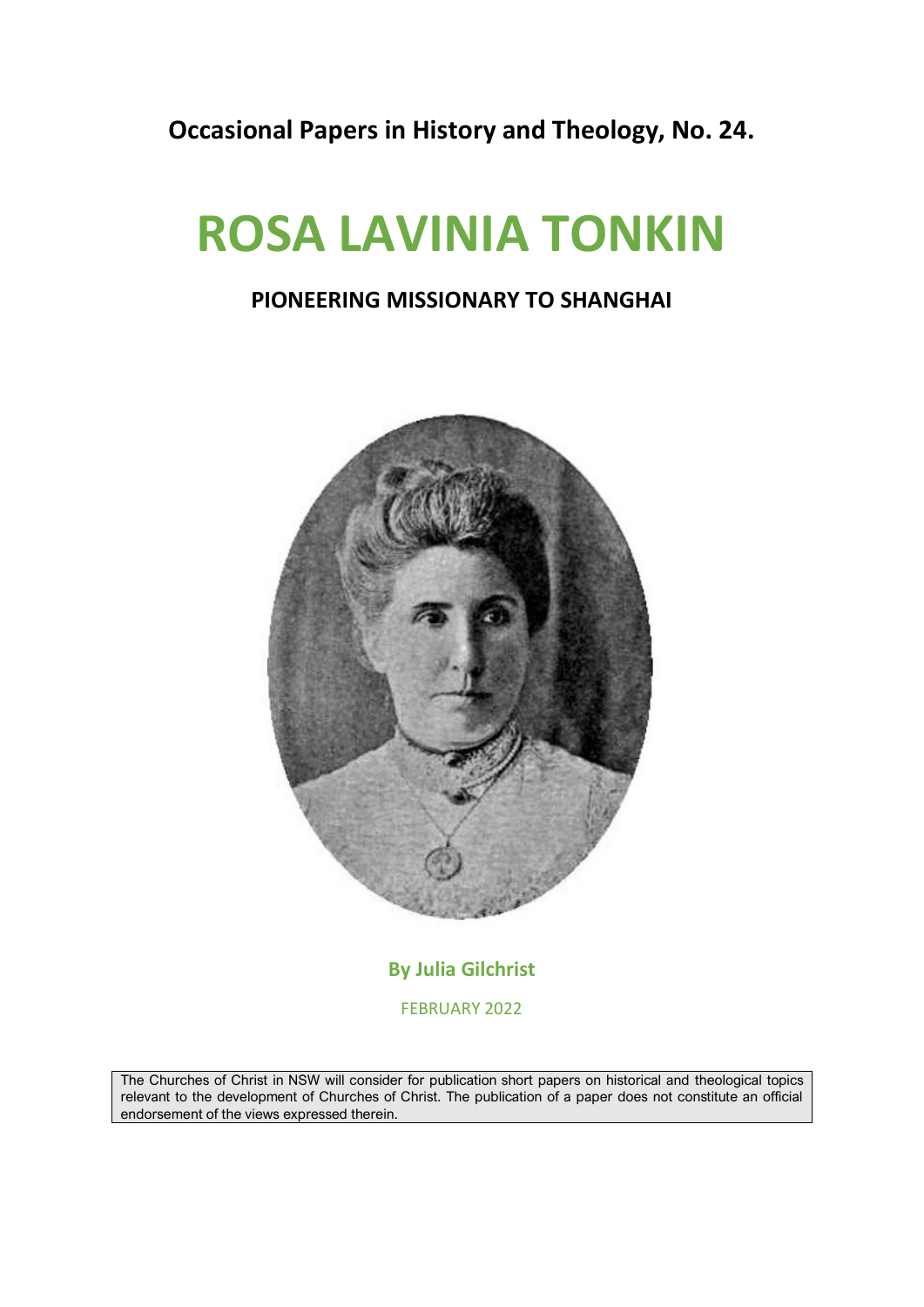**Occasional Papers in History and Theology, No. 24.**

# ROSA LAVINIA TONKIN

## PIONEERING MISSIONARY TO SHANGHAI

**By Julia Gilchrist**

FEBRUARY 2022

The Churches of Christ in NSW will consider for publication short papers on historical and theological topics relevant to the development of Churches of Christ. The publication of a paper does not constitute an official endorsement of the views expressed therein.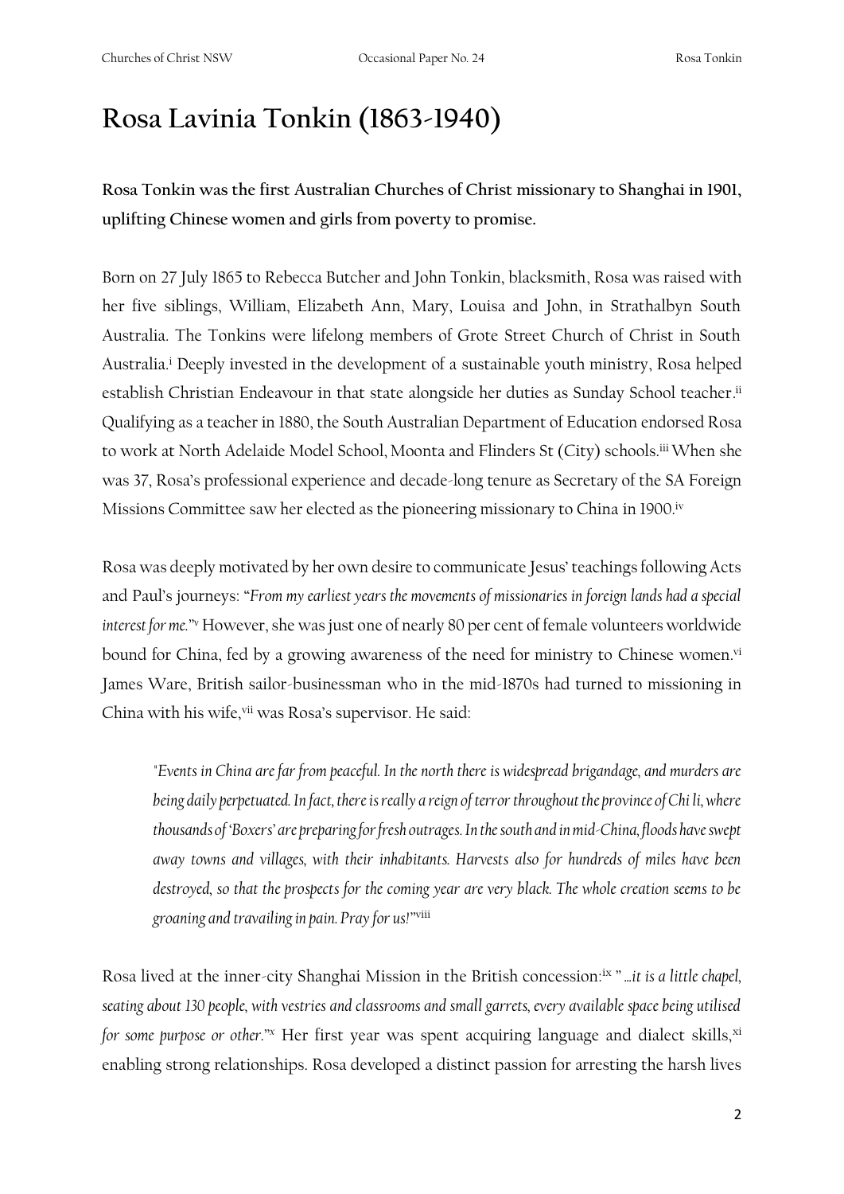# Rosa Lavinia Tonkin (1863-1940)

**Rosa Tonkin was the first Australian Churches of Christ missionary to Shanghai in 1901, uplifting Chinese women and girls from poverty to promise.**

Born on 27 July 1865 to Rebecca Butcher and John Tonkin, blacksmith, Rosa was raised with her five siblings, William, Elizabeth Ann, Mary, Louisa and John, in Strathalbyn South Australia. The Tonkins were lifelong members of Grote Street Church of Christ in South Australia.[i] Deeply invested in the development of a sustainable youth ministry, Rosa helped establish Christian Endeavour in that state alongside her duties as Sunday School teacher.[ii] Qualifying as a teacher in 1880, the South Australian Department of Education endorsed Rosa to work at North Adelaide Model School, Moonta and Flinders St (City) schools.[iii] When she was 37, Rosa's professional experience and decade-long tenure as Secretary of the SA Foreign Missions Committee saw her elected as the pioneering missionary to China in 1900.[iv]

Rosa was deeply motivated by her own desire to communicate Jesus' teachings following Acts and Paul's journeys: "*From my earliest years the movements of missionaries in foreign lands had a special interest for me.*"[v] However, she was just one of nearly 80 per cent of female volunteers worldwide bound for China, fed by a growing awareness of the need for ministry to Chinese women.[vi] James Ware, British sailor-businessman who in the mid-1870s had turned to missioning in China with his wife,[vii] was Rosa's supervisor. He said:

> *"Events in China are far from peaceful. In the north there is widespread brigandage, and murders are being daily perpetuated. In fact, there is really a reign of terror throughout the province of Chi li, where thousands of 'Boxers' are preparing for fresh outrages. In the south and in mid-China, floods have swept away towns and villages, with their inhabitants. Harvests also for hundreds of miles have been destroyed, so that the prospects for the coming year are very black. The whole creation seems to be groaning and travailing in pain. Pray for us!"*[viii]

Rosa lived at the inner-city Shanghai Mission in the British concession:[ix] "*…it is a little chapel, seating about 130 people, with vestries and classrooms and small garrets, every available space being utilised for some purpose or other.*"[x] Her first year was spent acquiring language and dialect skills,[xi] enabling strong relationships. Rosa developed a distinct passion for arresting the harsh lives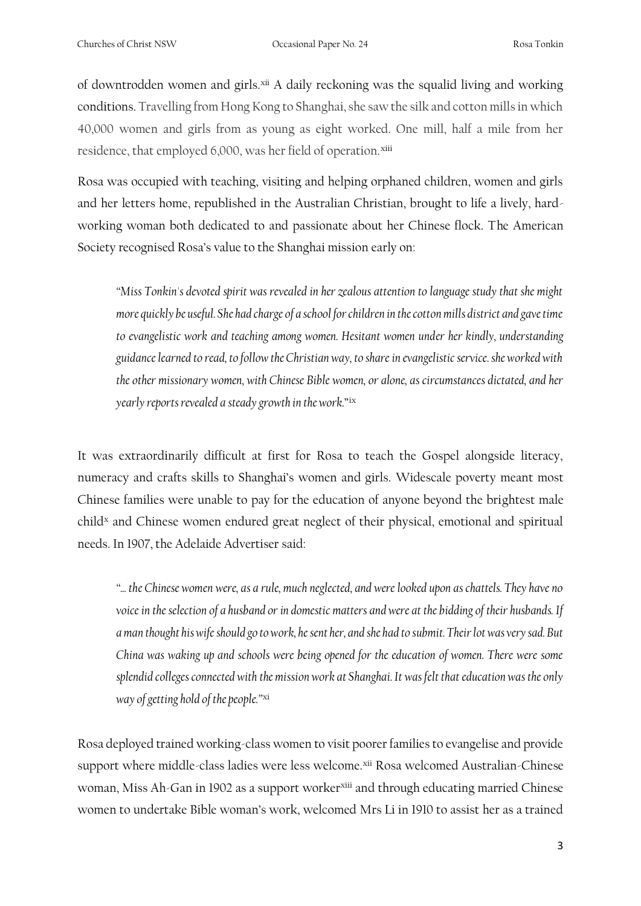of downtrodden women and girls.[xii] A daily reckoning was the squalid living and working conditions. Travelling from Hong Kong to Shanghai, she saw the silk and cotton mills in which 40,000 women and girls from as young as eight worked. One mill, half a mile from her residence, that employed 6,000, was her field of operation.[xiii]

Rosa was occupied with teaching, visiting and helping orphaned children, women and girls and her letters home, republished in the Australian Christian, brought to life a lively, hard-working woman both dedicated to and passionate about her Chinese flock. The American Society recognised Rosa's value to the Shanghai mission early on:

> *"Miss Tonkin's devoted spirit was revealed in her zealous attention to language study that she might more quickly be useful. She had charge of a school for children in the cotton mills district and gave time to evangelistic work and teaching among women. Hesitant women under her kindly, understanding guidance learned to read, to follow the Christian way, to share in evangelistic service. she worked with the other missionary women, with Chinese Bible women, or alone, as circumstances dictated, and her yearly reports revealed a steady growth in the work."*[ix]

It was extraordinarily difficult at first for Rosa to teach the Gospel alongside literacy, numeracy and crafts skills to Shanghai's women and girls. Widescale poverty meant most Chinese families were unable to pay for the education of anyone beyond the brightest male child[x] and Chinese women endured great neglect of their physical, emotional and spiritual needs. In 1907, the Adelaide Advertiser said:

> *"… the Chinese women were, as a rule, much neglected, and were looked upon as chattels. They have no voice in the selection of a husband or in domestic matters and were at the bidding of their husbands. If a man thought his wife should go to work, he sent her, and she had to submit. Their lot was very sad. But China was waking up and schools were being opened for the education of women. There were some splendid colleges connected with the mission work at Shanghai. It was felt that education was the only way of getting hold of the people."*[xi]

Rosa deployed trained working-class women to visit poorer families to evangelise and provide support where middle-class ladies were less welcome.[xii] Rosa welcomed Australian-Chinese woman, Miss Ah-Gan in 1902 as a support worker[xiii] and through educating married Chinese women to undertake Bible woman's work, welcomed Mrs Li in 1910 to assist her as a trained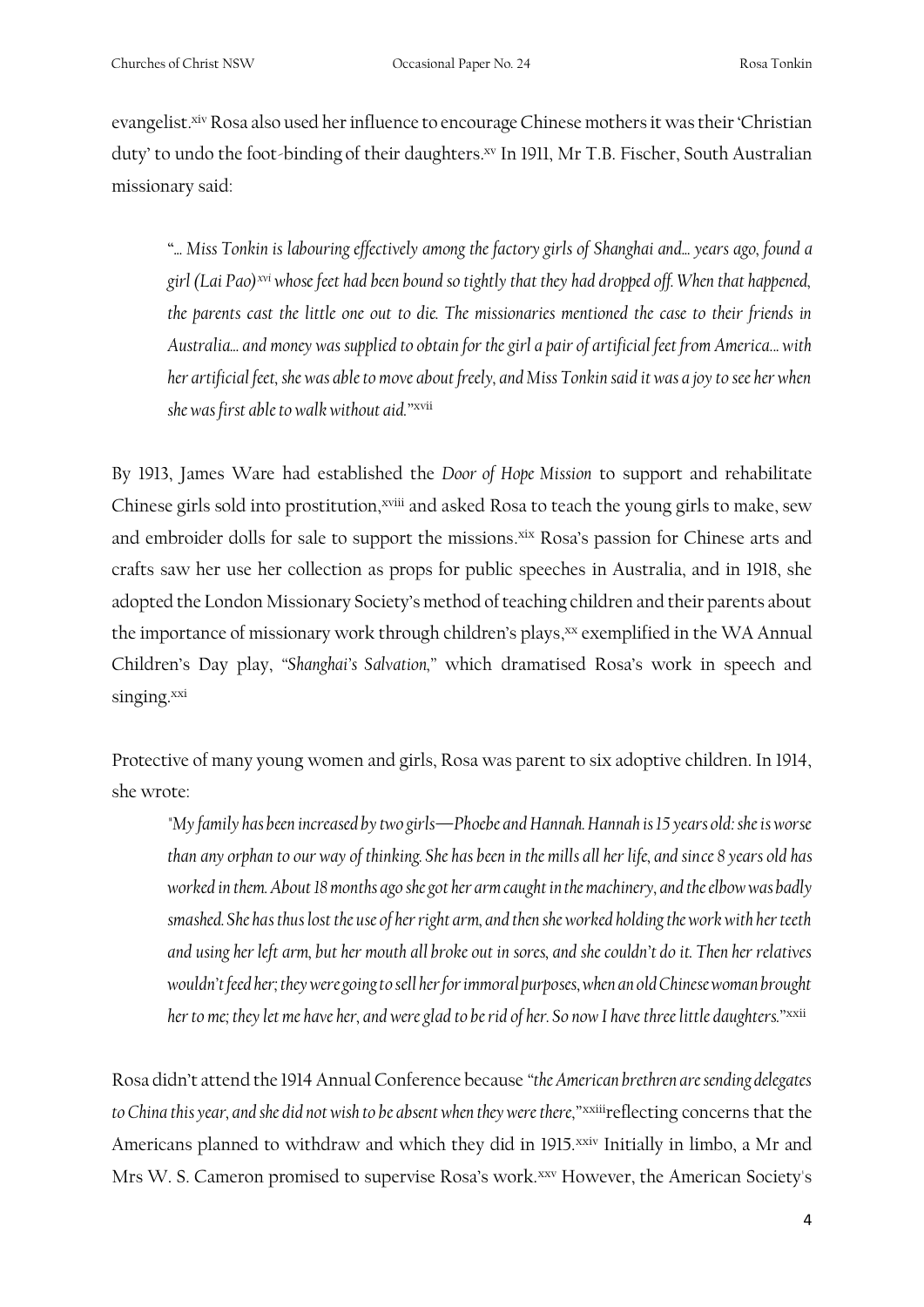evangelist.[xiv] Rosa also used her influence to encourage Chinese mothers it was their 'Christian duty' to undo the foot-binding of their daughters.[xv] In 1911, Mr T.B. Fischer, South Australian missionary said:

> "*… Miss Tonkin is labouring effectively among the factory girls of Shanghai and… years ago, found a girl (Lai Pao)*[xvi] *whose feet had been bound so tightly that they had dropped off. When that happened, the parents cast the little one out to die. The missionaries mentioned the case to their friends in Australia… and money was supplied to obtain for the girl a pair of artificial feet from America… with her artificial feet, she was able to move about freely, and Miss Tonkin said it was a joy to see her when she was first able to walk without aid.*"[xvii]

By 1913, James Ware had established the *Door of Hope Mission* to support and rehabilitate Chinese girls sold into prostitution,[xviii] and asked Rosa to teach the young girls to make, sew and embroider dolls for sale to support the missions.[xix] Rosa's passion for Chinese arts and crafts saw her use her collection as props for public speeches in Australia, and in 1918, she adopted the London Missionary Society's method of teaching children and their parents about the importance of missionary work through children's plays,[xx] exemplified in the WA Annual Children's Day play, "*Shanghai's Salvation*," which dramatised Rosa's work in speech and singing.[xxi]

Protective of many young women and girls, Rosa was parent to six adoptive children. In 1914, she wrote:

> "*My family has been increased by two girls—Phoebe and Hannah. Hannah is 15 years old: she is worse than any orphan to our way of thinking. She has been in the mills all her life, and since 8 years old has worked in them. About 18 months ago she got her arm caught in the machinery, and the elbow was badly smashed. She has thus lost the use of her right arm, and then she worked holding the work with her teeth and using her left arm, but her mouth all broke out in sores, and she couldn't do it. Then her relatives wouldn't feed her; they were going to sell her for immoral purposes, when an old Chinese woman brought her to me; they let me have her, and were glad to be rid of her. So now I have three little daughters.*"[xxii]

Rosa didn't attend the 1914 Annual Conference because "*the American brethren are sending delegates to China this year, and she did not wish to be absent when they were there*,"[xxiii] reflecting concerns that the Americans planned to withdraw and which they did in 1915.[xxiv] Initially in limbo, a Mr and Mrs W. S. Cameron promised to supervise Rosa's work.[xxv] However, the American Society's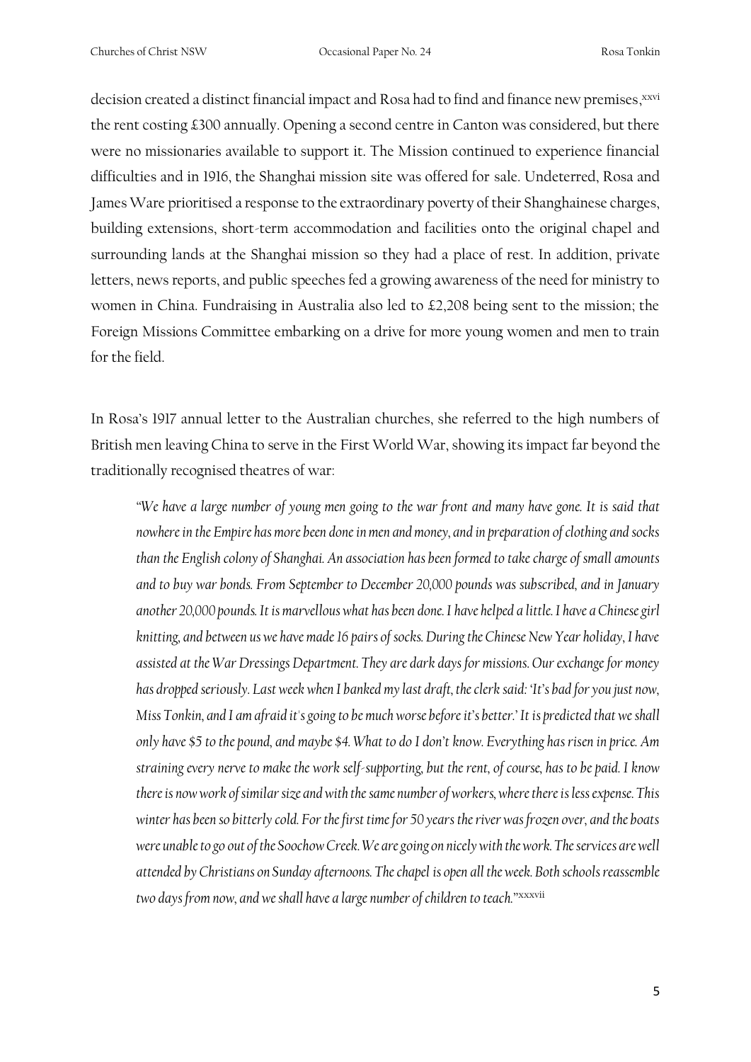decision created a distinct financial impact and Rosa had to find and finance new premises,[xxvi] the rent costing £300 annually. Opening a second centre in Canton was considered, but there were no missionaries available to support it. The Mission continued to experience financial difficulties and in 1916, the Shanghai mission site was offered for sale. Undeterred, Rosa and James Ware prioritised a response to the extraordinary poverty of their Shanghainese charges, building extensions, short-term accommodation and facilities onto the original chapel and surrounding lands at the Shanghai mission so they had a place of rest. In addition, private letters, news reports, and public speeches fed a growing awareness of the need for ministry to women in China. Fundraising in Australia also led to £2,208 being sent to the mission; the Foreign Missions Committee embarking on a drive for more young women and men to train for the field.

In Rosa's 1917 annual letter to the Australian churches, she referred to the high numbers of British men leaving China to serve in the First World War, showing its impact far beyond the traditionally recognised theatres of war:

> *"We have a large number of young men going to the war front and many have gone. It is said that nowhere in the Empire has more been done in men and money, and in preparation of clothing and socks than the English colony of Shanghai. An association has been formed to take charge of small amounts and to buy war bonds. From September to December 20,000 pounds was subscribed, and in January another 20,000 pounds. It is marvellous what has been done. I have helped a little. I have a Chinese girl knitting, and between us we have made 16 pairs of socks. During the Chinese New Year holiday, I have assisted at the War Dressings Department. They are dark days for missions. Our exchange for money has dropped seriously. Last week when I banked my last draft, the clerk said: 'It's bad for you just now, Miss Tonkin, and I am afraid it's going to be much worse before it's better.' It is predicted that we shall only have \$5 to the pound, and maybe \$4. What to do I don't know. Everything has risen in price. Am straining every nerve to make the work self-supporting, but the rent, of course, has to be paid. I know there is now work of similar size and with the same number of workers, where there is less expense. This winter has been so bitterly cold. For the first time for 50 years the river was frozen over, and the boats were unable to go out of the Soochow Creek. We are going on nicely with the work. The services are well attended by Christians on Sunday afternoons. The chapel is open all the week. Both schools reassemble two days from now, and we shall have a large number of children to teach."*[xxxvii]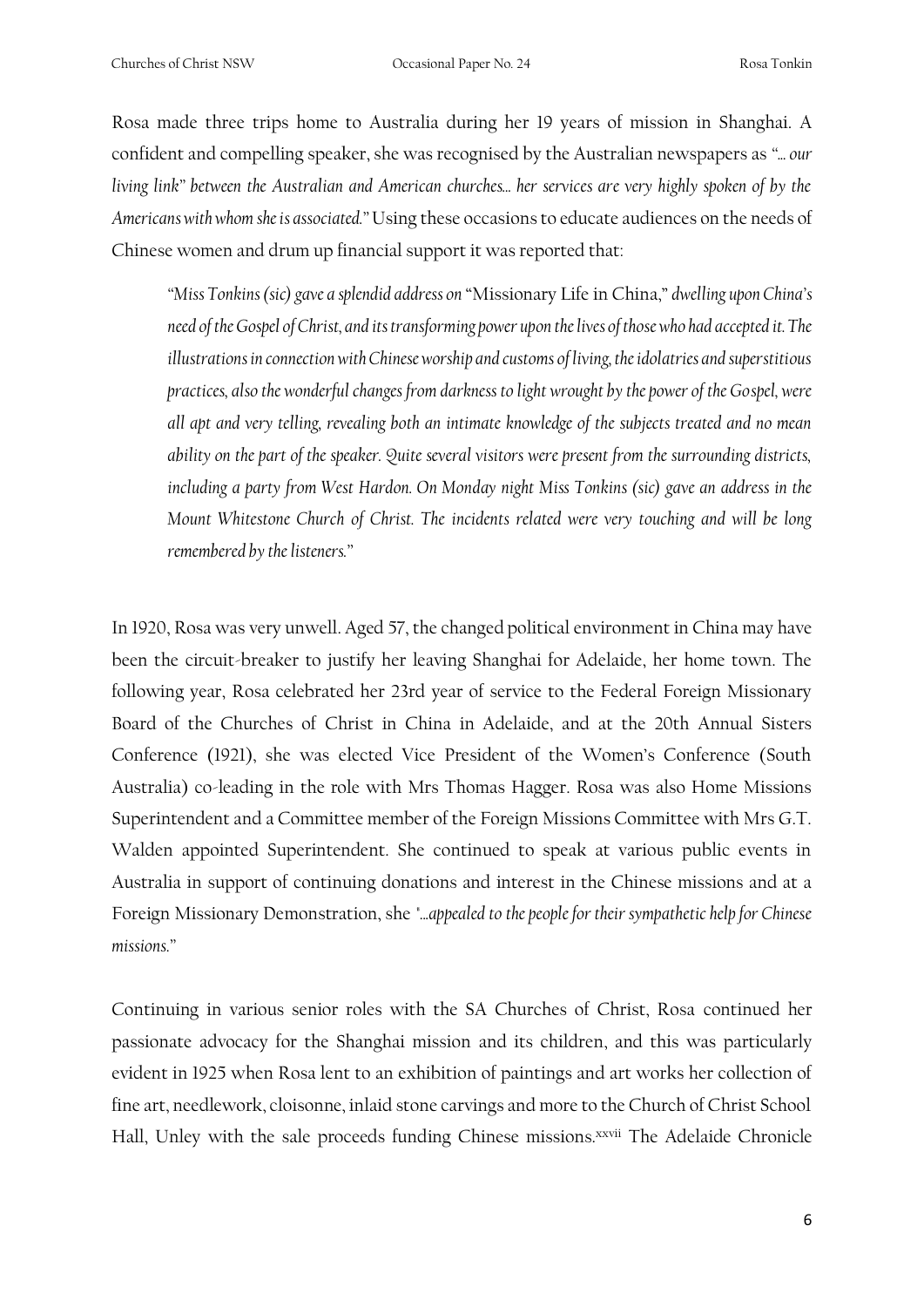Rosa made three trips home to Australia during her 19 years of mission in Shanghai. A confident and compelling speaker, she was recognised by the Australian newspapers as *"... our living link" between the Australian and American churches... her services are very highly spoken of by the Americans with whom she is associated."* Using these occasions to educate audiences on the needs of Chinese women and drum up financial support it was reported that:

> *"Miss Tonkins (sic) gave a splendid address on* "Missionary Life in China," *dwelling upon China's need of the Gospel of Christ, and its transforming power upon the lives of those who had accepted it. The illustrations in connection with Chinese worship and customs of living, the idolatries and superstitious practices, also the wonderful changes from darkness to light wrought by the power of the Gospel, were all apt and very telling, revealing both an intimate knowledge of the subjects treated and no mean ability on the part of the speaker. Quite several visitors were present from the surrounding districts, including a party from West Hardon. On Monday night Miss Tonkins (sic) gave an address in the Mount Whitestone Church of Christ. The incidents related were very touching and will be long remembered by the listeners."*

In 1920, Rosa was very unwell. Aged 57, the changed political environment in China may have been the circuit-breaker to justify her leaving Shanghai for Adelaide, her home town. The following year, Rosa celebrated her 23rd year of service to the Federal Foreign Missionary Board of the Churches of Christ in China in Adelaide, and at the 20th Annual Sisters Conference (1921), she was elected Vice President of the Women's Conference (South Australia) co-leading in the role with Mrs Thomas Hagger. Rosa was also Home Missions Superintendent and a Committee member of the Foreign Missions Committee with Mrs G.T. Walden appointed Superintendent. She continued to speak at various public events in Australia in support of continuing donations and interest in the Chinese missions and at a Foreign Missionary Demonstration, she *"...appealed to the people for their sympathetic help for Chinese missions."*

Continuing in various senior roles with the SA Churches of Christ, Rosa continued her passionate advocacy for the Shanghai mission and its children, and this was particularly evident in 1925 when Rosa lent to an exhibition of paintings and art works her collection of fine art, needlework, cloisonne, inlaid stone carvings and more to the Church of Christ School Hall, Unley with the sale proceeds funding Chinese missions.[xxvii] The Adelaide Chronicle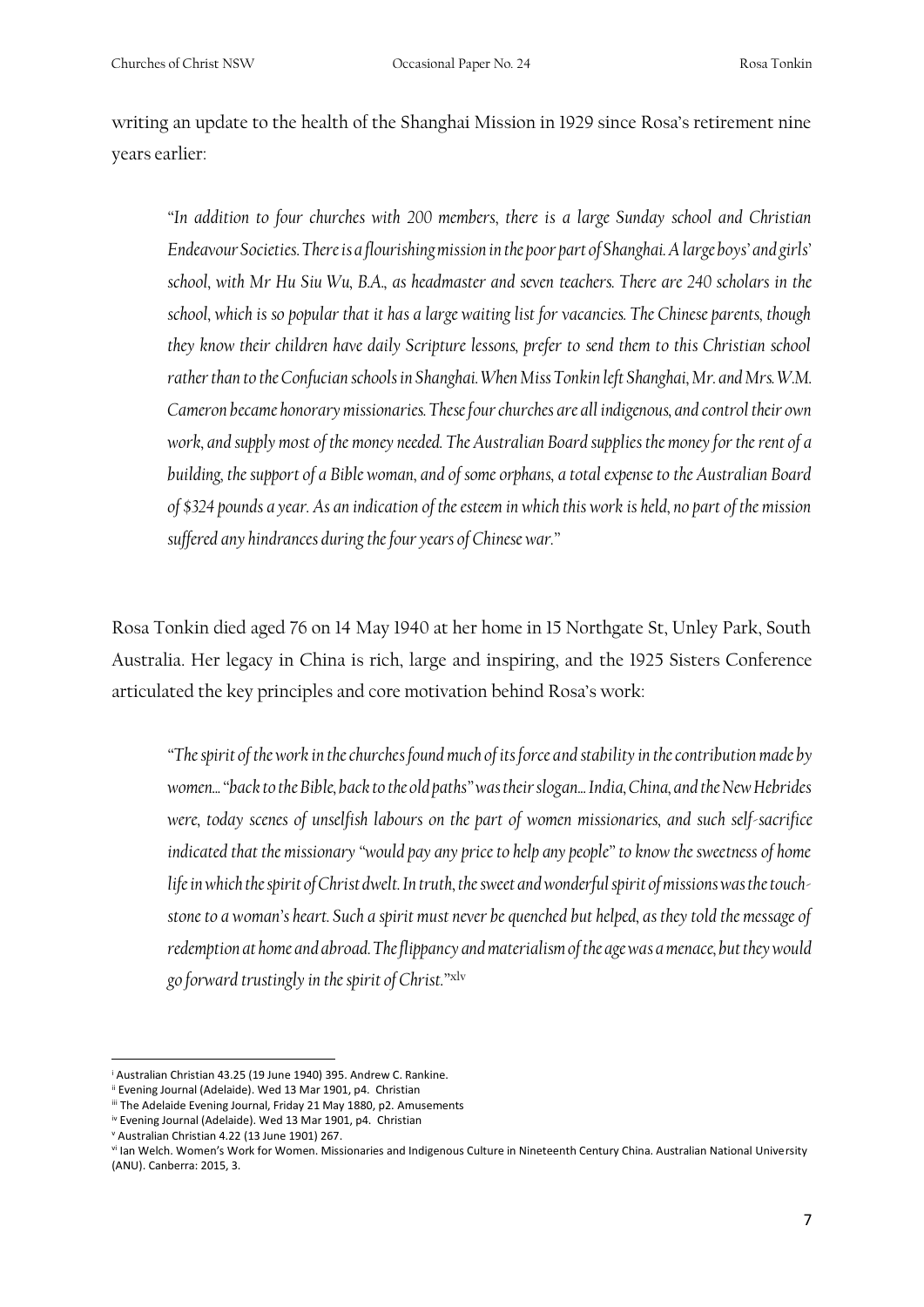writing an update to the health of the Shanghai Mission in 1929 since Rosa's retirement nine years earlier:

> "*In addition to four churches with 200 members, there is a large Sunday school and Christian Endeavour Societies. There is a flourishing mission in the poor part of Shanghai. A large boys' and girls' school, with Mr Hu Siu Wu, B.A., as headmaster and seven teachers. There are 240 scholars in the school, which is so popular that it has a large waiting list for vacancies. The Chinese parents, though they know their children have daily Scripture lessons, prefer to send them to this Christian school rather than to the Confucian schools in Shanghai. When Miss Tonkin left Shanghai, Mr. and Mrs. W.M. Cameron became honorary missionaries. These four churches are all indigenous, and control their own work, and supply most of the money needed. The Australian Board supplies the money for the rent of a building, the support of a Bible woman, and of some orphans, a total expense to the Australian Board of $324 pounds a year. As an indication of the esteem in which this work is held, no part of the mission suffered any hindrances during the four years of Chinese war.*"

Rosa Tonkin died aged 76 on 14 May 1940 at her home in 15 Northgate St, Unley Park, South Australia. Her legacy in China is rich, large and inspiring, and the 1925 Sisters Conference articulated the key principles and core motivation behind Rosa's work:

> "*The spirit of the work in the churches found much of its force and stability in the contribution made by women… "back to the Bible, back to the old paths" was their slogan… India, China, and the New Hebrides were, today scenes of unselfish labours on the part of women missionaries, and such self-sacrifice indicated that the missionary "would pay any price to help any people" to know the sweetness of home life in which the spirit of Christ dwelt. In truth, the sweet and wonderful spirit of missions was the touch-stone to a woman's heart. Such a spirit must never be quenched but helped, as they told the message of redemption at home and abroad. The flippancy and materialism of the age was a menace, but they would go forward trustingly in the spirit of Christ.*"[xlv]

---

[i] Australian Christian 43.25 (19 June 1940) 395. Andrew C. Rankine.
[ii] Evening Journal (Adelaide). Wed 13 Mar 1901, p4. Christian
[iii] The Adelaide Evening Journal, Friday 21 May 1880, p2. Amusements
[iv] Evening Journal (Adelaide). Wed 13 Mar 1901, p4. Christian
[v] Australian Christian 4.22 (13 June 1901) 267.
[vi] Ian Welch. Women's Work for Women. Missionaries and Indigenous Culture in Nineteenth Century China. Australian National University (ANU). Canberra: 2015, 3.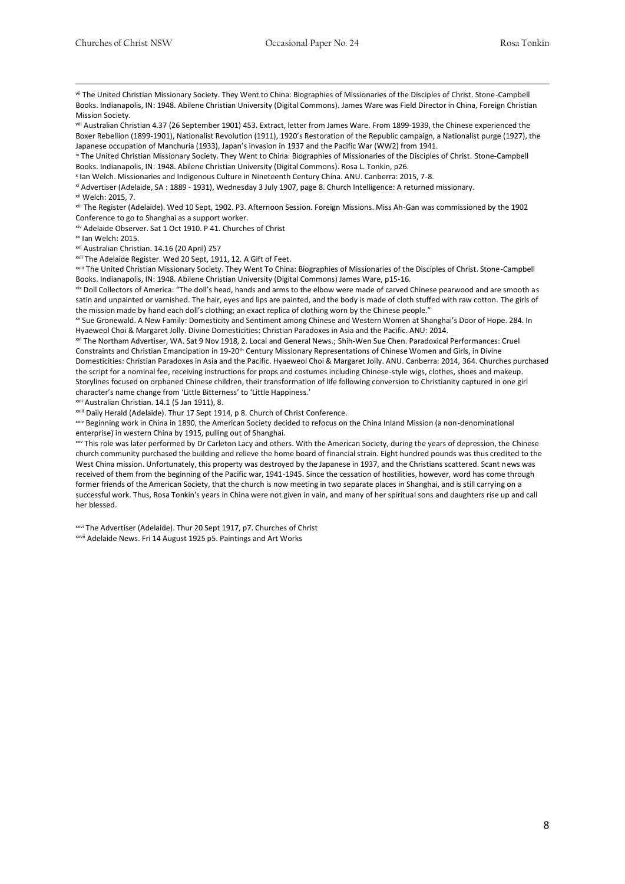[vii] The United Christian Missionary Society. They Went to China: Biographies of Missionaries of the Disciples of Christ. Stone-Campbell Books. Indianapolis, IN: 1948. Abilene Christian University (Digital Commons). James Ware was Field Director in China, Foreign Christian Mission Society.

[viii] Australian Christian 4.37 (26 September 1901) 453. Extract, letter from James Ware. From 1899-1939, the Chinese experienced the Boxer Rebellion (1899-1901), Nationalist Revolution (1911), 1920's Restoration of the Republic campaign, a Nationalist purge (1927), the Japanese occupation of Manchuria (1933), Japan's invasion in 1937 and the Pacific War (WW2) from 1941.

[ix] The United Christian Missionary Society. They Went to China: Biographies of Missionaries of the Disciples of Christ. Stone-Campbell Books. Indianapolis, IN: 1948. Abilene Christian University (Digital Commons). Rosa L. Tonkin, p26.

[x] Ian Welch. Missionaries and Indigenous Culture in Nineteenth Century China. ANU. Canberra: 2015, 7-8.

[xi] Advertiser (Adelaide, SA : 1889 - 1931), Wednesday 3 July 1907, page 8. Church Intelligence: A returned missionary.

[xii] Welch: 2015, 7.

[xiii] The Register (Adelaide). Wed 10 Sept, 1902. P3. Afternoon Session. Foreign Missions. Miss Ah-Gan was commissioned by the 1902 Conference to go to Shanghai as a support worker.

[xiv] Adelaide Observer. Sat 1 Oct 1910. P 41. Churches of Christ

[xv] Ian Welch: 2015.

[xvi] Australian Christian. 14.16 (20 April) 257

[xvii] The Adelaide Register. Wed 20 Sept, 1911, 12. A Gift of Feet.

[xviii] The United Christian Missionary Society. They Went To China: Biographies of Missionaries of the Disciples of Christ. Stone-Campbell Books. Indianapolis, IN: 1948. Abilene Christian University (Digital Commons) James Ware, p15-16.

[xix] Doll Collectors of America: "The doll's head, hands and arms to the elbow were made of carved Chinese pearwood and are smooth as satin and unpainted or varnished. The hair, eyes and lips are painted, and the body is made of cloth stuffed with raw cotton. The girls of the mission made by hand each doll's clothing; an exact replica of clothing worn by the Chinese people."

[xx] Sue Gronewald. A New Family: Domesticity and Sentiment among Chinese and Western Women at Shanghai's Door of Hope. 284. In Hyaeweol Choi & Margaret Jolly. Divine Domesticities: Christian Paradoxes in Asia and the Pacific. ANU: 2014.

[xxi] The Northam Advertiser, WA. Sat 9 Nov 1918, 2. Local and General News.; Shih-Wen Sue Chen. Paradoxical Performances: Cruel Constraints and Christian Emancipation in 19-20th Century Missionary Representations of Chinese Women and Girls, in Divine Domesticities: Christian Paradoxes in Asia and the Pacific. Hyaeweol Choi & Margaret Jolly. ANU. Canberra: 2014, 364. Churches purchased the script for a nominal fee, receiving instructions for props and costumes including Chinese-style wigs, clothes, shoes and makeup. Storylines focused on orphaned Chinese children, their transformation of life following conversion to Christianity captured in one girl character's name change from 'Little Bitterness' to 'Little Happiness.'

[xxii] Australian Christian. 14.1 (5 Jan 1911), 8.

[xxiii] Daily Herald (Adelaide). Thur 17 Sept 1914, p 8. Church of Christ Conference.

[xxiv] Beginning work in China in 1890, the American Society decided to refocus on the China Inland Mission (a non-denominational enterprise) in western China by 1915, pulling out of Shanghai.

[xxv] This role was later performed by Dr Carleton Lacy and others. With the American Society, during the years of depression, the Chinese church community purchased the building and relieve the home board of financial strain. Eight hundred pounds was thus credited to the West China mission. Unfortunately, this property was destroyed by the Japanese in 1937, and the Christians scattered. Scant news was received of them from the beginning of the Pacific war, 1941-1945. Since the cessation of hostilities, however, word has come through former friends of the American Society, that the church is now meeting in two separate places in Shanghai, and is still carrying on a successful work. Thus, Rosa Tonkin's years in China were not given in vain, and many of her spiritual sons and daughters rise up and call her blessed.

[xxvi] The Advertiser (Adelaide). Thur 20 Sept 1917, p7. Churches of Christ

[xxvii] Adelaide News. Fri 14 August 1925 p5. Paintings and Art Works